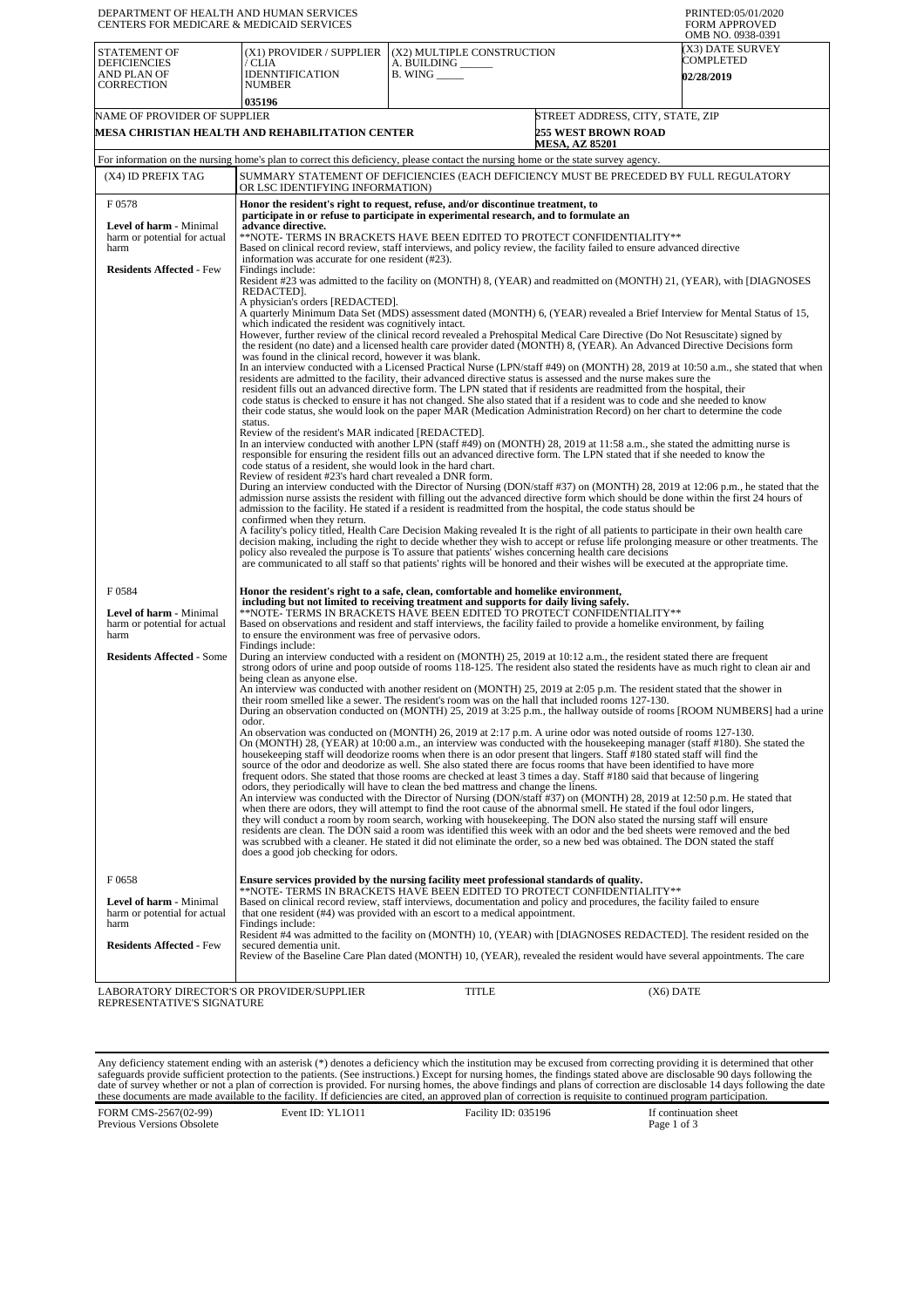DEPARTMENT OF HEALTH AND HUMAN SERVICES
CENTERS FOR MEDICARE & MEDICAID SERVICES

PRINTED:05/01/2020
FORM APPROVED
OMB NO. 0938-0391

| STATEMENT OF DEFICIENCIES AND PLAN OF CORRECTION | (X1) PROVIDER / SUPPLIER / CLIA IDENNTIFICATION NUMBER | (X2) MULTIPLE CONSTRUCTION A. BUILDING ______ B. WING _____ | (X3) DATE SURVEY COMPLETED |
|---|---|---|---|
| | 035196 | | 02/28/2019 |

| NAME OF PROVIDER OF SUPPLIER | STREET ADDRESS, CITY, STATE, ZIP |
|---|---|
| MESA CHRISTIAN HEALTH AND REHABILITATION CENTER | 255 WEST BROWN ROAD MESA, AZ 85201 |

For information on the nursing home's plan to correct this deficiency, please contact the nursing home or the state survey agency.

| (X4) ID PREFIX TAG | SUMMARY STATEMENT OF DEFICIENCIES (EACH DEFICIENCY MUST BE PRECEDED BY FULL REGULATORY OR LSC IDENTIFYING INFORMATION) |
|---|---|
| F 0578<br><br>**Level of harm** - Minimal harm or potential for actual harm<br><br>**Residents Affected** - Few | **Honor the resident's right to request, refuse, and/or discontinue treatment, to participate in or refuse to participate in experimental research, and to formulate an advance directive.**<br>**NOTE- TERMS IN BRACKETS HAVE BEEN EDITED TO PROTECT CONFIDENTIALITY**<br>Based on clinical record review, staff interviews, and policy review, the facility failed to ensure advanced directive information was accurate for one resident (#23).<br>Findings include:<br>Resident #23 was admitted to the facility on (MONTH) 8, (YEAR) and readmitted on (MONTH) 21, (YEAR), with [DIAGNOSES REDACTED].<br>A physician's orders [REDACTED].<br>A quarterly Minimum Data Set (MDS) assessment dated (MONTH) 6, (YEAR) revealed a Brief Interview for Mental Status of 15, which indicated the resident was cognitively intact.<br>However, further review of the clinical record revealed a Prehospital Medical Care Directive (Do Not Resuscitate) signed by the resident (no date) and a licensed health care provider dated (MONTH) 8, (YEAR). An Advanced Directive Decisions form was found in the clinical record, however it was blank.<br>In an interview conducted with a Licensed Practical Nurse (LPN/staff #49) on (MONTH) 28, 2019 at 10:50 a.m., she stated that when residents are admitted to the facility, their advanced directive status is assessed and the nurse makes sure the resident fills out an advanced directive form. The LPN stated that if residents are readmitted from the hospital, their code status is checked to ensure it has not changed. She also stated that if a resident was to code and she needed to know their code status, she would look on the paper MAR (Medication Administration Record) on her chart to determine the code status.<br>Review of the resident's MAR indicated [REDACTED].<br>In an interview conducted with another LPN (staff #49) on (MONTH) 28, 2019 at 11:58 a.m., she stated the admitting nurse is responsible for ensuring the resident fills out an advanced directive form. The LPN stated that if she needed to know the code status of a resident, she would look in the hard chart.<br>Review of resident #23's hard chart revealed a DNR form.<br>During an interview conducted with the Director of Nursing (DON/staff #37) on (MONTH) 28, 2019 at 12:06 p.m., he stated that the admission nurse assists the resident with filling out the advanced directive form which should be done within the first 24 hours of admission to the facility. He stated if a resident is readmitted from the hospital, the code status should be confirmed when they return.<br>A facility's policy titled, Health Care Decision Making revealed It is the right of all patients to participate in their own health care decision making, including the right to decide whether they wish to accept or refuse life prolonging measure or other treatments. The policy also revealed the purpose is To assure that patients' wishes concerning health care decisions are communicated to all staff so that patients' rights will be honored and their wishes will be executed at the appropriate time. |
| F 0584<br><br>**Level of harm** - Minimal harm or potential for actual harm<br><br>**Residents Affected** - Some | **Honor the resident's right to a safe, clean, comfortable and homelike environment, including but not limited to receiving treatment and supports for daily living safely.**<br>**NOTE- TERMS IN BRACKETS HAVE BEEN EDITED TO PROTECT CONFIDENTIALITY**<br>Based on observations and resident and staff interviews, the facility failed to provide a homelike environment, by failing to ensure the environment was free of pervasive odors.<br>Findings include:<br>During an interview conducted with a resident on (MONTH) 25, 2019 at 10:12 a.m., the resident stated there are frequent strong odors of urine and poop outside of rooms 118-125. The resident also stated the residents have as much right to clean air and being clean as anyone else.<br>An interview was conducted with another resident on (MONTH) 25, 2019 at 2:05 p.m. The resident stated that the shower in their room smelled like a sewer. The resident's room was on the hall that included rooms 127-130.<br>During an observation conducted on (MONTH) 25, 2019 at 3:25 p.m., the hallway outside of rooms [ROOM NUMBERS] had a urine odor.<br>An observation was conducted on (MONTH) 26, 2019 at 2:17 p.m. A urine odor was noted outside of rooms 127-130.<br>On (MONTH) 28, (YEAR) at 10:00 a.m., an interview was conducted with the housekeeping manager (staff #180). She stated the housekeeping staff will deodorize rooms when there is an odor present that lingers. Staff #180 stated staff will find the source of the odor and deodorize as well. She also stated there are focus rooms that have been identified to have more frequent odors. She stated that those rooms are checked at least 3 times a day. Staff #180 said that because of lingering odors, they periodically will have to clean the bed mattress and change the linens.<br>An interview was conducted with the Director of Nursing (DON/staff #37) on (MONTH) 28, 2019 at 12:50 p.m. He stated that when there are odors, they will attempt to find the root cause of the abnormal smell. He stated if the foul odor lingers, they will conduct a room by room search, working with housekeeping. The DON also stated the nursing staff will ensure residents are clean. The DON said a room was identified this week with an odor and the bed sheets were removed and the bed was scrubbed with a cleaner. He stated it did not eliminate the order, so a new bed was obtained. The DON stated the staff does a good job checking for odors. |
| F 0658<br><br>**Level of harm** - Minimal harm or potential for actual harm<br><br>**Residents Affected** - Few | **Ensure services provided by the nursing facility meet professional standards of quality.**<br>**NOTE- TERMS IN BRACKETS HAVE BEEN EDITED TO PROTECT CONFIDENTIALITY**<br>Based on clinical record review, staff interviews, documentation and policy and procedures, the facility failed to ensure that one resident (#4) was provided with an escort to a medical appointment.<br>Findings include:<br>Resident #4 was admitted to the facility on (MONTH) 10, (YEAR) with [DIAGNOSES REDACTED]. The resident resided on the secured dementia unit.<br>Review of the Baseline Care Plan dated (MONTH) 10, (YEAR), revealed the resident would have several appointments. The care |

LABORATORY DIRECTOR'S OR PROVIDER/SUPPLIER REPRESENTATIVE'S SIGNATURE | TITLE | (X6) DATE

Any deficiency statement ending with an asterisk (*) denotes a deficiency which the institution may be excused from correcting providing it is determined that other safeguards provide sufficient protection to the patients. (See instructions.) Except for nursing homes, the findings stated above are disclosable 90 days following the date of survey whether or not a plan of correction is provided. For nursing homes, the above findings and plans of correction are disclosable 14 days following the date these documents are made available to the facility. If deficiencies are cited, an approved plan of correction is requisite to continued program participation.

FORM CMS-2567(02-99) Previous Versions Obsolete | Event ID: YL1O11 | Facility ID: 035196 | If continuation sheet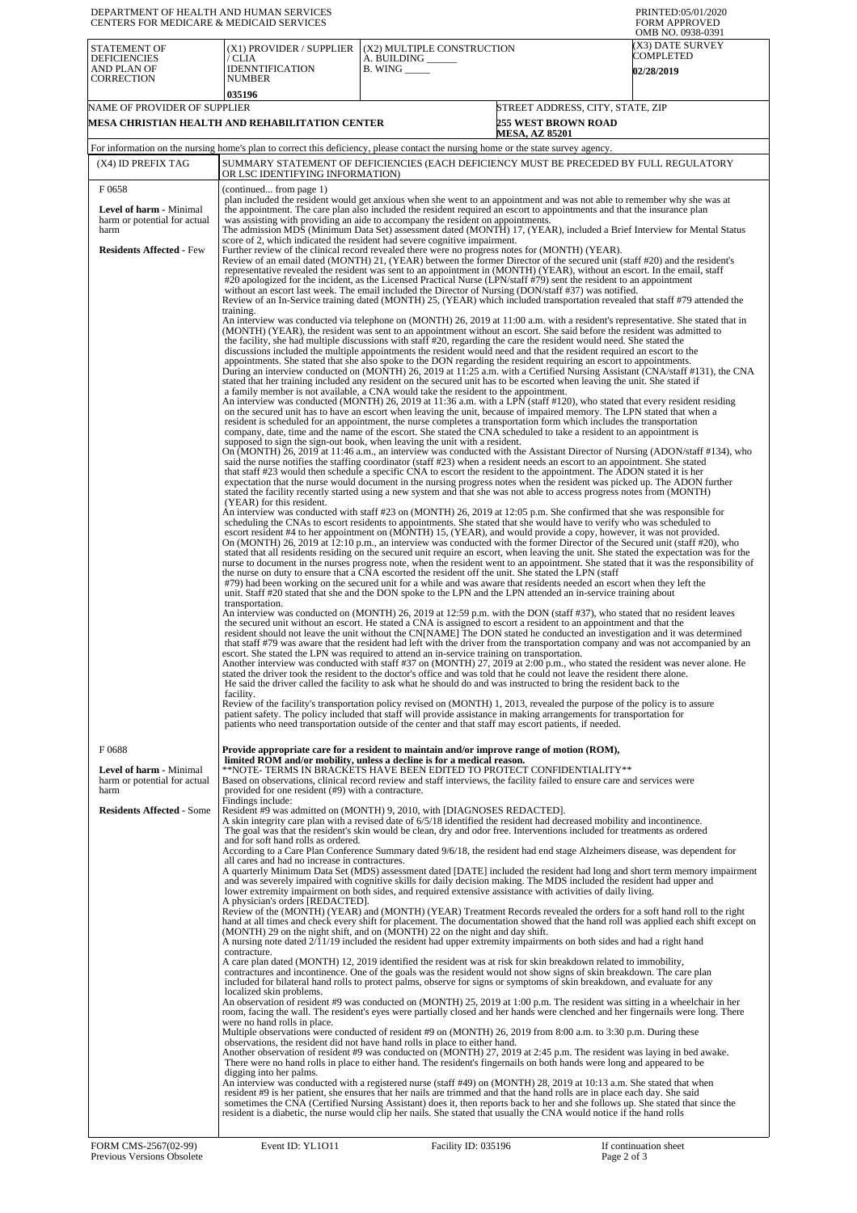DEPARTMENT OF HEALTH AND HUMAN SERVICES
CENTERS FOR MEDICARE & MEDICAID SERVICES

PRINTED:05/01/2020
FORM APPROVED
OMB NO. 0938-0391

| STATEMENT OF DEFICIENCIES AND PLAN OF CORRECTION | (X1) PROVIDER / SUPPLIER / CLIA IDENNTIFICATION NUMBER | (X2) MULTIPLE CONSTRUCTION A. BUILDING ______ B. WING _____ | (X3) DATE SURVEY COMPLETED |
|---|---|---|---|
| | 035196 | | 02/28/2019 |

| NAME OF PROVIDER OF SUPPLIER | STREET ADDRESS, CITY, STATE, ZIP |
|---|---|
| MESA CHRISTIAN HEALTH AND REHABILITATION CENTER | 255 WEST BROWN ROAD MESA, AZ 85201 |

For information on the nursing home's plan to correct this deficiency, please contact the nursing home or the state survey agency.

| (X4) ID PREFIX TAG | SUMMARY STATEMENT OF DEFICIENCIES (EACH DEFICIENCY MUST BE PRECEDED BY FULL REGULATORY OR LSC IDENTIFYING INFORMATION) |
|---|---|
| F 0658<br><br>**Level of harm** - Minimal harm or potential for actual harm<br><br>**Residents Affected** - Few | (continued... from page 1)<br>plan included the resident would get anxious when she went to an appointment and was not able to remember why she was at the appointment. The care plan also included the resident required an escort to appointments and that the insurance plan was assisting with providing an aide to accompany the resident on appointments.<br>The admission MDS (Minimum Data Set) assessment dated (MONTH) 17, (YEAR), included a Brief Interview for Mental Status score of 2, which indicated the resident had severe cognitive impairment.<br>Further review of the clinical record revealed there were no progress notes for (MONTH) (YEAR).<br>Review of an email dated (MONTH) 21, (YEAR) between the former Director of the secured unit (staff #20) and the resident's representative revealed the resident was sent to an appointment in (MONTH) (YEAR), without an escort. In the email, staff #20 apologized for the incident, as the Licensed Practical Nurse (LPN/staff #79) sent the resident to an appointment without an escort last week. The email included the Director of Nursing (DON/staff #37) was notified.<br>Review of an In-Service training dated (MONTH) 25, (YEAR) which included transportation revealed that staff #79 attended the training.<br>An interview was conducted via telephone on (MONTH) 26, 2019 at 11:00 a.m. with a resident's representative. She stated that in (MONTH) (YEAR), the resident was sent to an appointment without an escort. She said before the resident was admitted to the facility, she had multiple discussions with staff #20, regarding the care the resident would need. She stated the discussions included the multiple appointments the resident would need and that the resident required an escort to the appointments. She stated that she also spoke to the DON regarding the resident requiring an escort to appointments.<br>During an interview conducted on (MONTH) 26, 2019 at 11:25 a.m. with a Certified Nursing Assistant (CNA/staff #131), the CNA stated that her training included any resident on the secured unit has to be escorted when leaving the unit. She stated if a family member is not available, a CNA would take the resident to the appointment.<br>An interview was conducted (MONTH) 26, 2019 at 11:36 a.m. with a LPN (staff #120), who stated that every resident residing on the secured unit has to have an escort when leaving the unit, because of impaired memory. The LPN stated that when a resident is scheduled for an appointment, the nurse completes a transportation form which includes the transportation company, date, time and the name of the escort. She stated the CNA scheduled to take a resident to an appointment is supposed to sign the sign-out book, when leaving the unit with a resident.<br>On (MONTH) 26, 2019 at 11:46 a.m., an interview was conducted with the Assistant Director of Nursing (ADON/staff #134), who said the nurse notifies the staffing coordinator (staff #23) when a resident needs an escort to an appointment. She stated that staff #23 would then schedule a specific CNA to escort the resident to the appointment. The ADON stated it is her expectation that the nurse would document in the nursing progress notes when the resident was picked up. The ADON further stated the facility recently started using a new system and that she was not able to access progress notes from (MONTH) (YEAR) for this resident.<br>An interview was conducted with staff #23 on (MONTH) 26, 2019 at 12:05 p.m. She confirmed that she was responsible for scheduling the CNAs to escort residents to appointments. She stated that she would have to verify who was scheduled to escort resident #4 to her appointment on (MONTH) 15, (YEAR), and would provide a copy, however, it was not provided.<br>On (MONTH) 26, 2019 at 12:10 p.m., an interview was conducted with the former Director of the Secured unit (staff #20), who stated that all residents residing on the secured unit require an escort, when leaving the unit. She stated the expectation was for the nurse to document in the nurses progress note, when the resident went to an appointment. She stated that it was the responsibility of the nurse on duty to ensure that a CNA escorted the resident off the unit. She stated the LPN (staff #79) had been working on the secured unit for a while and was aware that residents needed an escort when they left the unit. Staff #20 stated that she and the DON spoke to the LPN and the LPN attended an in-service training about transportation.<br>An interview was conducted on (MONTH) 26, 2019 at 12:59 p.m. with the DON (staff #37), who stated that no resident leaves the secured unit without an escort. He stated a CNA is assigned to escort a resident to an appointment and that the resident should not leave the unit without the CN[NAME] The DON stated he conducted an investigation and it was determined that staff #79 was aware that the resident had left with the driver from the transportation company and was not accompanied by an escort. She stated the LPN was required to attend an in-service training on transportation.<br>Another interview was conducted with staff #37 on (MONTH) 27, 2019 at 2:00 p.m., who stated the resident was never alone. He stated the driver took the resident to the doctor's office and was told that he could not leave the resident there alone. He said the driver called the facility to ask what he should do and was instructed to bring the resident back to the facility.<br>Review of the facility's transportation policy revised on (MONTH) 1, 2013, revealed the purpose of the policy is to assure patient safety. The policy included that staff will provide assistance in making arrangements for transportation for patients who need transportation outside of the center and that staff may escort patients, if needed. |
| F 0688<br><br>**Level of harm** - Minimal harm or potential for actual harm<br><br>**Residents Affected** - Some | **Provide appropriate care for a resident to maintain and/or improve range of motion (ROM), limited ROM and/or mobility, unless a decline is for a medical reason.**<br>**NOTE- TERMS IN BRACKETS HAVE BEEN EDITED TO PROTECT CONFIDENTIALITY**<br>Based on observations, clinical record review and staff interviews, the facility failed to ensure care and services were provided for one resident (#9) with a contracture.<br>Findings include:<br>Resident #9 was admitted on (MONTH) 9, 2010, with [DIAGNOSES REDACTED].<br>A skin integrity care plan with a revised date of 6/5/18 identified the resident had decreased mobility and incontinence. The goal was that the resident's skin would be clean, dry and odor free. Interventions included for treatments as ordered and for soft hand rolls as ordered.<br>According to a Care Plan Conference Summary dated 9/6/18, the resident had end stage Alzheimers disease, was dependent for all cares and had no increase in contractures.<br>A quarterly Minimum Data Set (MDS) assessment dated [DATE] included the resident had long and short term memory impairment and was severely impaired with cognitive skills for daily decision making. The MDS included the resident had upper and lower extremity impairment on both sides, and required extensive assistance with activities of daily living.<br>A physician's orders [REDACTED].<br>Review of the (MONTH) (YEAR) and (MONTH) (YEAR) Treatment Records revealed the orders for a soft hand roll to the right hand at all times and check every shift for placement. The documentation showed that the hand roll was applied each shift except on (MONTH) 29 on the night shift, and on (MONTH) 22 on the night and day shift.<br>A nursing note dated 2/11/19 included the resident had upper extremity impairments on both sides and had a right hand contracture.<br>A care plan dated (MONTH) 12, 2019 identified the resident was at risk for skin breakdown related to immobility, contractures and incontinence. One of the goals was the resident would not show signs of skin breakdown. The care plan included for bilateral hand rolls to protect palms, observe for signs or symptoms of skin breakdown, and evaluate for any localized skin problems.<br>An observation of resident #9 was conducted on (MONTH) 25, 2019 at 1:00 p.m. The resident was sitting in a wheelchair in her room, facing the wall. The resident's eyes were partially closed and her hands were clenched and her fingernails were long. There were no hand rolls in place.<br>Multiple observations were conducted of resident #9 on (MONTH) 26, 2019 from 8:00 a.m. to 3:30 p.m. During these observations, the resident did not have hand rolls in place to either hand.<br>Another observation of resident #9 was conducted on (MONTH) 27, 2019 at 2:45 p.m. The resident was laying in bed awake. There were no hand rolls in place to either hand. The resident's fingernails on both hands were long and appeared to be digging into her palms.<br>An interview was conducted with a registered nurse (staff #49) on (MONTH) 28, 2019 at 10:13 a.m. She stated that when resident #9 is her patient, she ensures that her nails are trimmed and that the hand rolls are in place each day. She said sometimes the CNA (Certified Nursing Assistant) does it, then reports back to her and she follows up. She stated that since the resident is a diabetic, the nurse would clip her nails. She stated that usually the CNA would notice if the hand rolls |

FORM CMS-2567(02-99) Previous Versions Obsolete | Event ID: YL1O11 | Facility ID: 035196 | If continuation sheet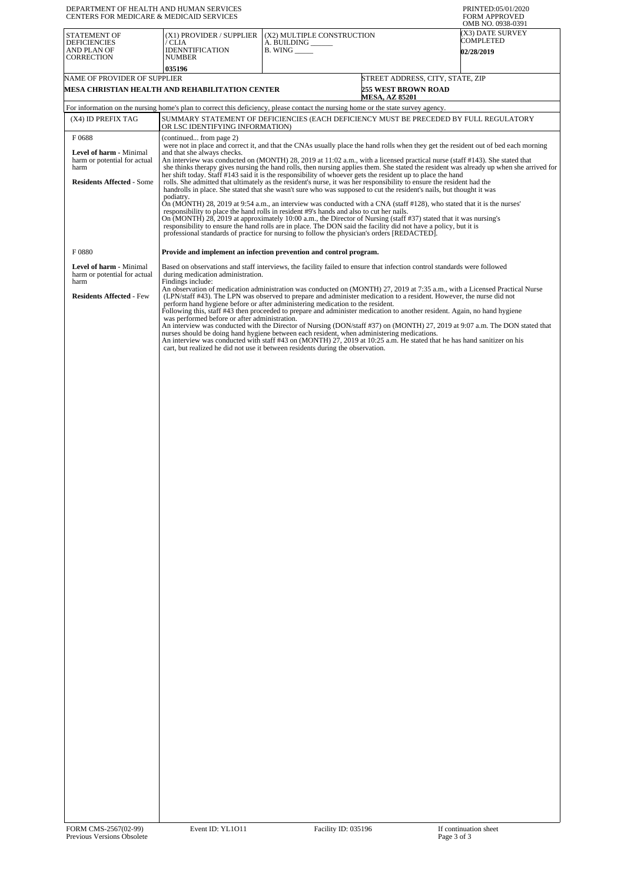DEPARTMENT OF HEALTH AND HUMAN SERVICES
CENTERS FOR MEDICARE & MEDICAID SERVICES

PRINTED:05/01/2020
FORM APPROVED
OMB NO. 0938-0391

| STATEMENT OF DEFICIENCIES AND PLAN OF CORRECTION | (X1) PROVIDER / SUPPLIER / CLIA IDENNTIFICATION NUMBER | (X2) MULTIPLE CONSTRUCTION | (X3) DATE SURVEY COMPLETED |
|---|---|---|---|
| | 035196 | A. BUILDING ______ B. WING _____ | 02/28/2019 |

| NAME OF PROVIDER OF SUPPLIER | STREET ADDRESS, CITY, STATE, ZIP |
|---|---|
| MESA CHRISTIAN HEALTH AND REHABILITATION CENTER | 255 WEST BROWN ROAD MESA, AZ 85201 |

For information on the nursing home's plan to correct this deficiency, please contact the nursing home or the state survey agency.

| (X4) ID PREFIX TAG | SUMMARY STATEMENT OF DEFICIENCIES (EACH DEFICIENCY MUST BE PRECEDED BY FULL REGULATORY OR LSC IDENTIFYING INFORMATION) |
|---|---|
| F 0688<br><br>**Level of harm -** Minimal harm or potential for actual harm<br><br>**Residents Affected -** Some | (continued... from page 2)<br>were not in place and correct it, and that the CNAs usually place the hand rolls when they get the resident out of bed each morning and that she always checks.<br>An interview was conducted on (MONTH) 28, 2019 at 11:02 a.m., with a licensed practical nurse (staff #143). She stated that she thinks therapy gives nursing the hand rolls, then nursing applies them. She stated the resident was already up when she arrived for her shift today. Staff #143 said it is the responsibility of whoever gets the resident up to place the hand rolls. She admitted that ultimately as the resident's nurse, it was her responsibility to ensure the resident had the handrolls in place. She stated that she wasn't sure who was supposed to cut the resident's nails, but thought it was podiatry.<br>On (MONTH) 28, 2019 at 9:54 a.m., an interview was conducted with a CNA (staff #128), who stated that it is the nurses' responsibility to place the hand rolls in resident #9's hands and also to cut her nails.<br>On (MONTH) 28, 2019 at approximately 10:00 a.m., the Director of Nursing (staff #37) stated that it was nursing's responsibility to ensure the hand rolls are in place. The DON said the facility did not have a policy, but it is professional standards of practice for nursing to follow the physician's orders [REDACTED]. |
| F 0880<br><br>**Level of harm -** Minimal harm or potential for actual harm<br><br>**Residents Affected -** Few | **Provide and implement an infection prevention and control program.**<br><br>Based on observations and staff interviews, the facility failed to ensure that infection control standards were followed during medication administration.<br>Findings include:<br>An observation of medication administration was conducted on (MONTH) 27, 2019 at 7:35 a.m., with a Licensed Practical Nurse (LPN/staff #43). The LPN was observed to prepare and administer medication to a resident. However, the nurse did not perform hand hygiene before or after administering medication to the resident.<br>Following this, staff #43 then proceeded to prepare and administer medication to another resident. Again, no hand hygiene was performed before or after administration.<br>An interview was conducted with the Director of Nursing (DON/staff #37) on (MONTH) 27, 2019 at 9:07 a.m. The DON stated that nurses should be doing hand hygiene between each resident, when administering medications.<br>An interview was conducted with staff #43 on (MONTH) 27, 2019 at 10:25 a.m. He stated that he has hand sanitizer on his cart, but realized he did not use it between residents during the observation. |

FORM CMS-2567(02-99) Previous Versions Obsolete | Event ID: YL1O11 | Facility ID: 035196 | If continuation sheet